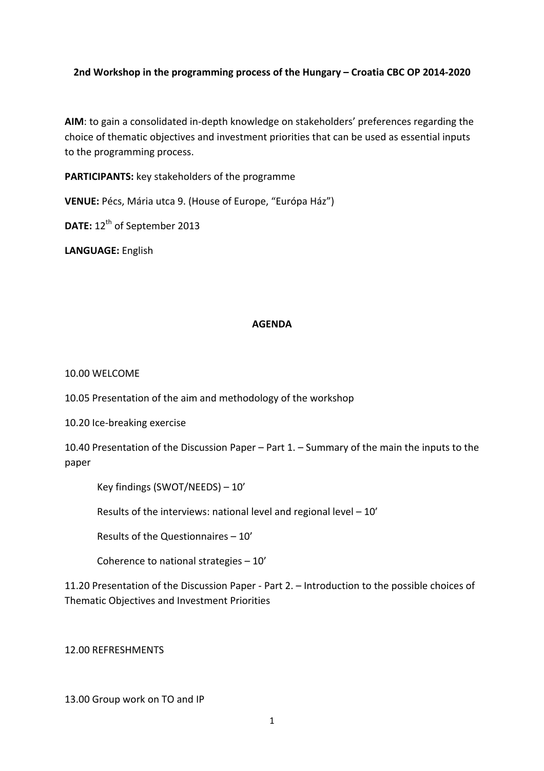**2nd Workshop in the programming process of the Hungary – Croatia CBC OP 2014-2020**

**AIM**: to gain a consolidated in-depth knowledge on stakeholders' preferences regarding the choice of thematic objectives and investment priorities that can be used as essential inputs to the programming process.

**PARTICIPANTS:** key stakeholders of the programme

**VENUE:** Pécs, Mária utca 9. (House of Europe, "Európa Ház")

**DATE:** 12th of September 2013

**LANGUAGE:** English

**AGENDA**

10.00 WELCOME

10.05 Presentation of the aim and methodology of the workshop

10.20 Ice-breaking exercise

10.40 Presentation of the Discussion Paper – Part 1. – Summary of the main the inputs to the paper

- Key findings (SWOT/NEEDS) – 10'
- Results of the interviews: national level and regional level – 10'
- Results of the Questionnaires – 10'
- Coherence to national strategies – 10'

11.20 Presentation of the Discussion Paper - Part 2. – Introduction to the possible choices of Thematic Objectives and Investment Priorities

12.00 REFRESHMENTS

13.00 Group work on TO and IP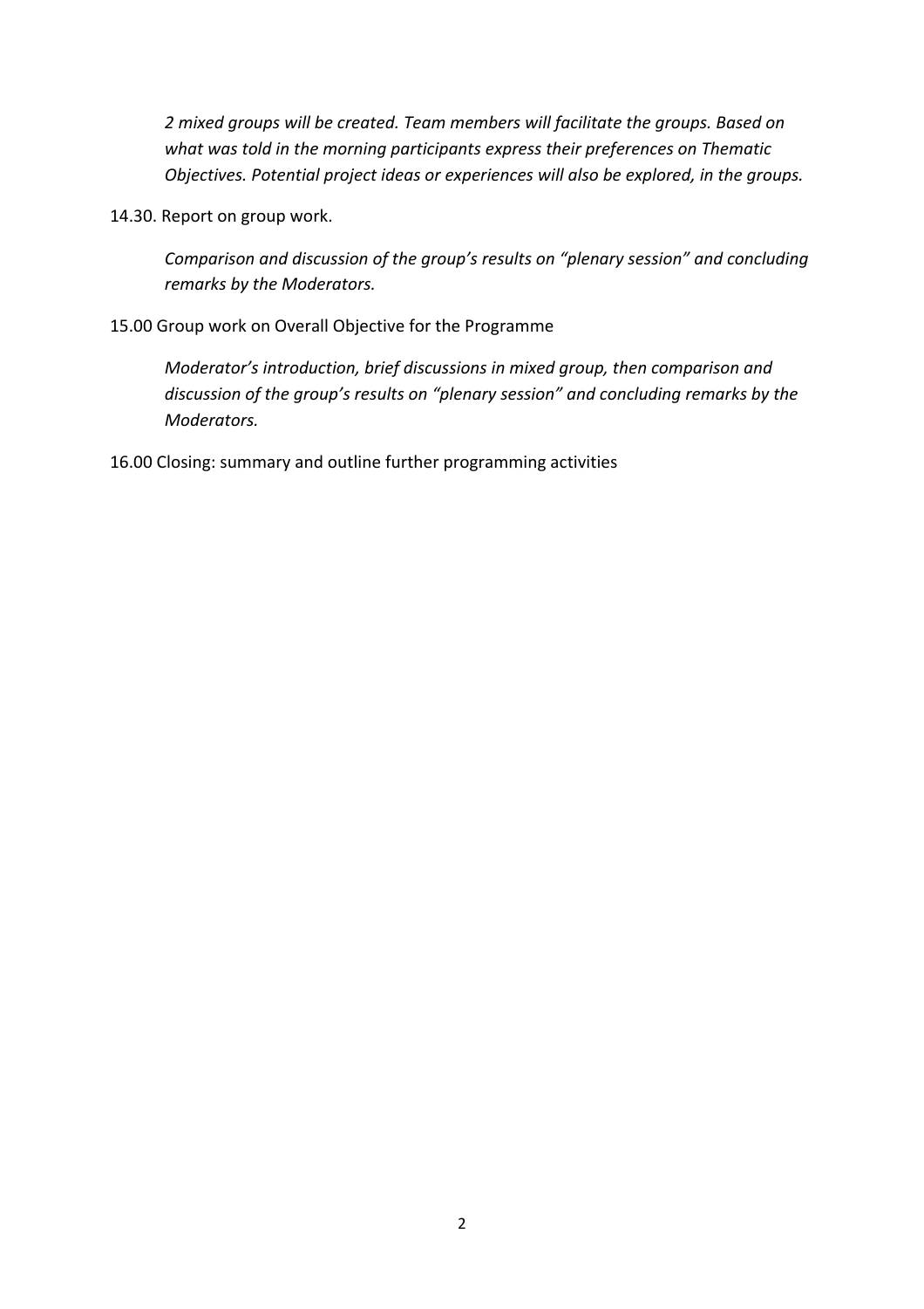*2 mixed groups will be created. Team members will facilitate the groups. Based on what was told in the morning participants express their preferences on Thematic Objectives. Potential project ideas or experiences will also be explored, in the groups.*

14.30. Report on group work.

*Comparison and discussion of the group's results on "plenary session" and concluding remarks by the Moderators.*

15.00 Group work on Overall Objective for the Programme

*Moderator's introduction, brief discussions in mixed group, then comparison and discussion of the group's results on "plenary session" and concluding remarks by the Moderators.*

16.00 Closing: summary and outline further programming activities